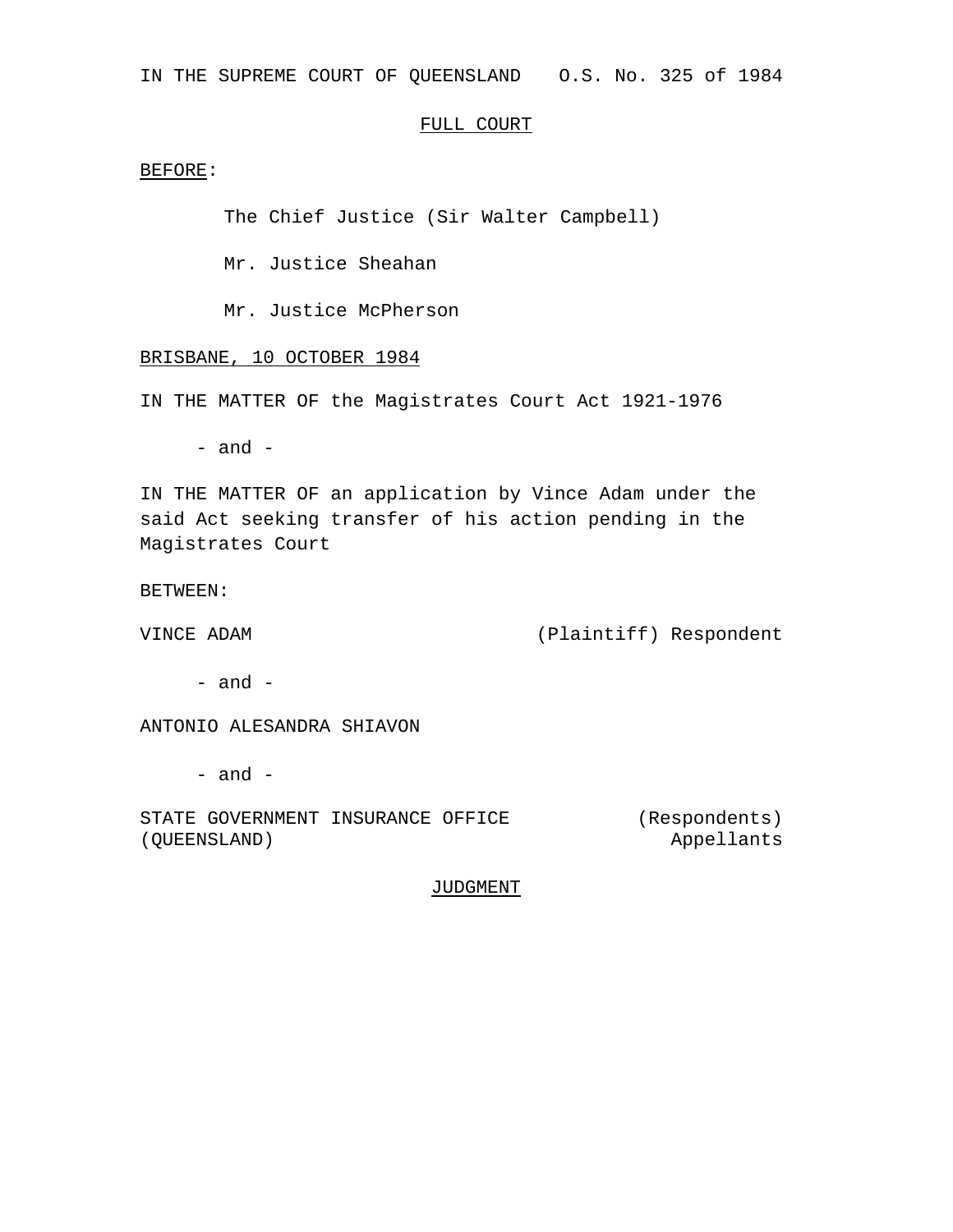IN THE SUPREME COURT OF QUEENSLAND O.S. No. 325 of 1984

FULL COURT

BEFORE:

The Chief Justice (Sir Walter Campbell)

Mr. Justice Sheahan

Mr. Justice McPherson

BRISBANE, 10 OCTOBER 1984

IN THE MATTER OF the Magistrates Court Act 1921-1976

- and -

IN THE MATTER OF an application by Vince Adam under the said Act seeking transfer of his action pending in the Magistrates Court

BETWEEN:

VINCE ADAM (Plaintiff) Respondent

- and -

ANTONIO ALESANDRA SHIAVON

- and -

STATE GOVERNMENT INSURANCE OFFICE (QUEENSLAND) (Respondents) Appellants

JUDGMENT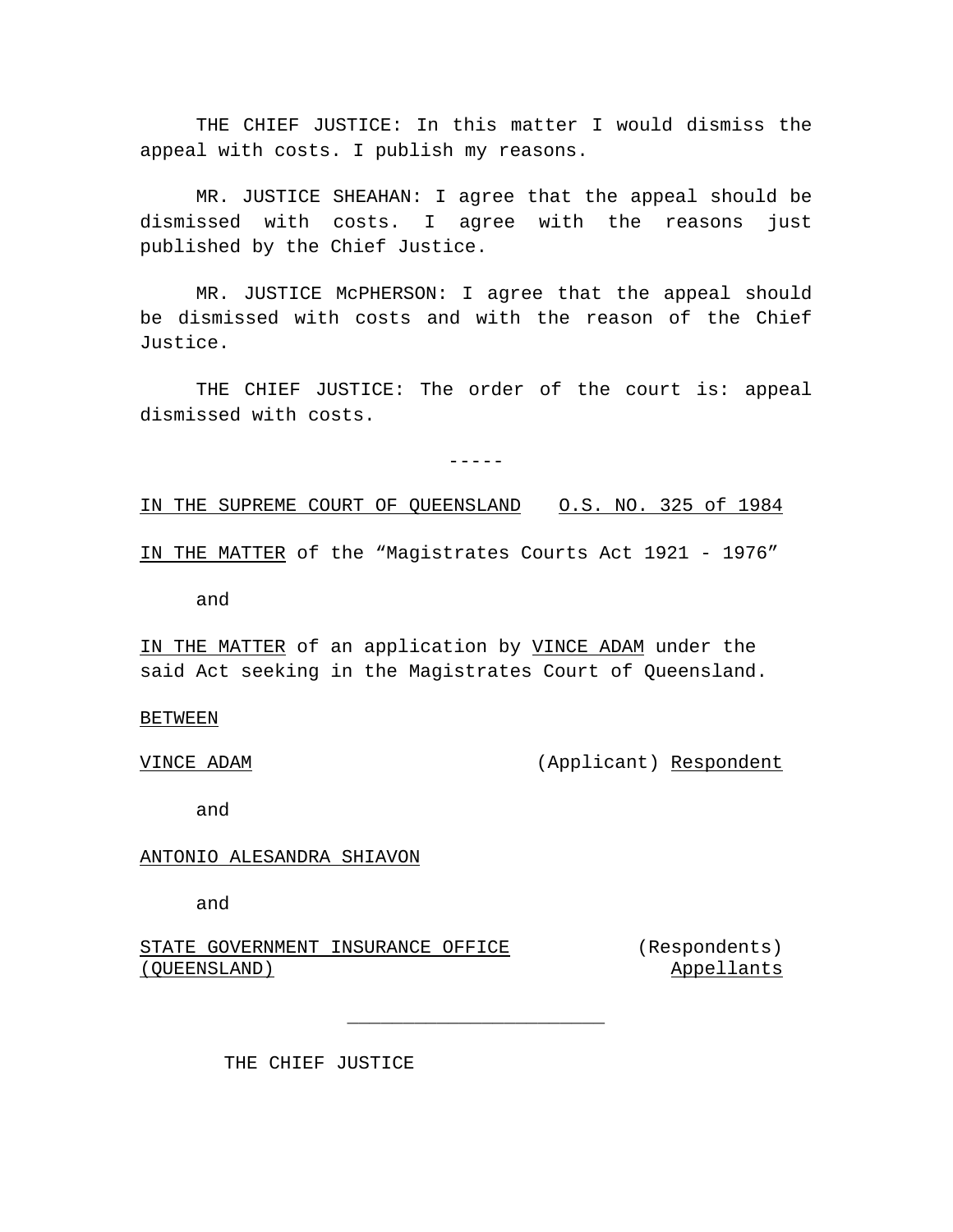THE CHIEF JUSTICE: In this matter I would dismiss the appeal with costs. I publish my reasons.

MR. JUSTICE SHEAHAN: I agree that the appeal should be dismissed with costs. I agree with the reasons just published by the Chief Justice.

MR. JUSTICE McPHERSON: I agree that the appeal should be dismissed with costs and with the reason of the Chief Justice.

THE CHIEF JUSTICE: The order of the court is: appeal dismissed with costs.

-----

IN THE SUPREME COURT OF QUEENSLAND    O.S. NO. 325 of 1984

IN THE MATTER of the "Magistrates Courts Act 1921 - 1976"

and

IN THE MATTER of an application by VINCE ADAM under the said Act seeking in the Magistrates Court of Queensland.

BETWEEN

VINCE ADAM (Applicant) Respondent

and

ANTONIO ALESANDRA SHIAVON

and

STATE GOVERNMENT INSURANCE OFFICE (QUEENSLAND) (Respondents) Appellants

---

THE CHIEF JUSTICE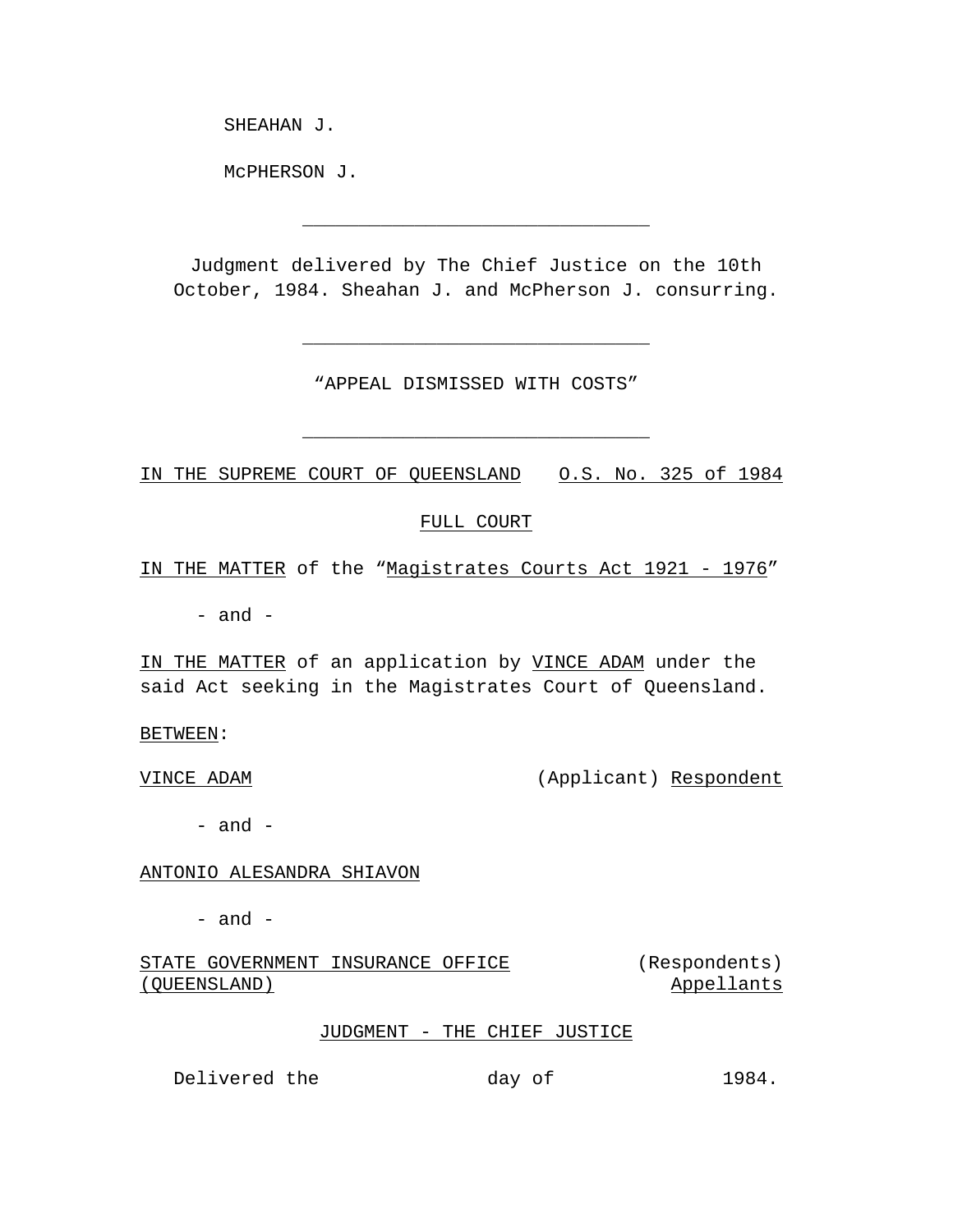SHEAHAN J.

McPHERSON J.

---

Judgment delivered by The Chief Justice on the 10th October, 1984. Sheahan J. and McPherson J. consurring.

---

"APPEAL DISMISSED WITH COSTS"

---

IN THE SUPREME COURT OF QUEENSLAND O.S. No. 325 of 1984

FULL COURT

IN THE MATTER of the "Magistrates Courts Act 1921 - 1976"

- and -

IN THE MATTER of an application by VINCE ADAM under the said Act seeking in the Magistrates Court of Queensland.

BETWEEN:

VINCE ADAM (Applicant) Respondent

- and -

ANTONIO ALESANDRA SHIAVON

- and -

STATE GOVERNMENT INSURANCE OFFICE (QUEENSLAND) (Respondents) Appellants

JUDGMENT - THE CHIEF JUSTICE

Delivered the day of 1984.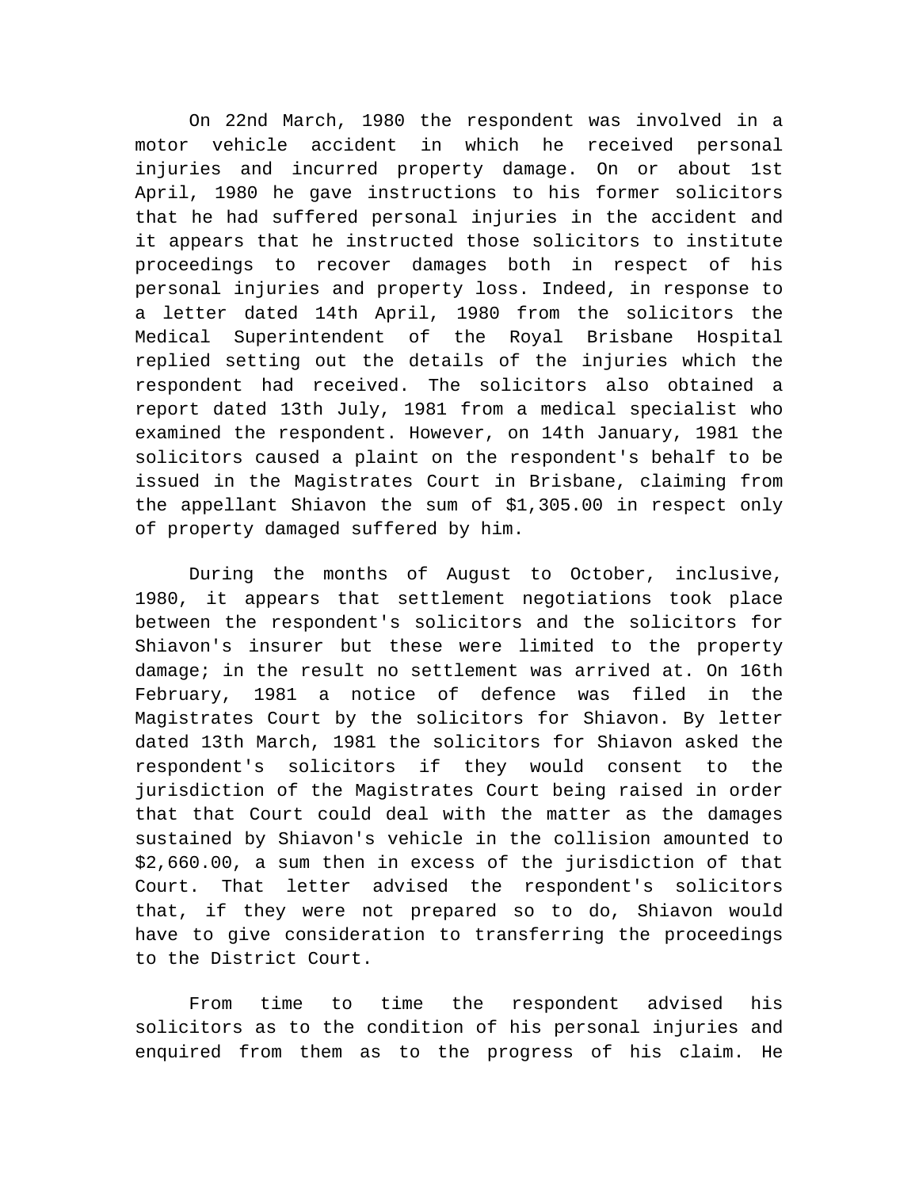On 22nd March, 1980 the respondent was involved in a motor vehicle accident in which he received personal injuries and incurred property damage. On or about 1st April, 1980 he gave instructions to his former solicitors that he had suffered personal injuries in the accident and it appears that he instructed those solicitors to institute proceedings to recover damages both in respect of his personal injuries and property loss. Indeed, in response to a letter dated 14th April, 1980 from the solicitors the Medical Superintendent of the Royal Brisbane Hospital replied setting out the details of the injuries which the respondent had received. The solicitors also obtained a report dated 13th July, 1981 from a medical specialist who examined the respondent. However, on 14th January, 1981 the solicitors caused a plaint on the respondent's behalf to be issued in the Magistrates Court in Brisbane, claiming from the appellant Shiavon the sum of $1,305.00 in respect only of property damaged suffered by him.

During the months of August to October, inclusive, 1980, it appears that settlement negotiations took place between the respondent's solicitors and the solicitors for Shiavon's insurer but these were limited to the property damage; in the result no settlement was arrived at. On 16th February, 1981 a notice of defence was filed in the Magistrates Court by the solicitors for Shiavon. By letter dated 13th March, 1981 the solicitors for Shiavon asked the respondent's solicitors if they would consent to the jurisdiction of the Magistrates Court being raised in order that that Court could deal with the matter as the damages sustained by Shiavon's vehicle in the collision amounted to $2,660.00, a sum then in excess of the jurisdiction of that Court. That letter advised the respondent's solicitors that, if they were not prepared so to do, Shiavon would have to give consideration to transferring the proceedings to the District Court.

From time to time the respondent advised his solicitors as to the condition of his personal injuries and enquired from them as to the progress of his claim. He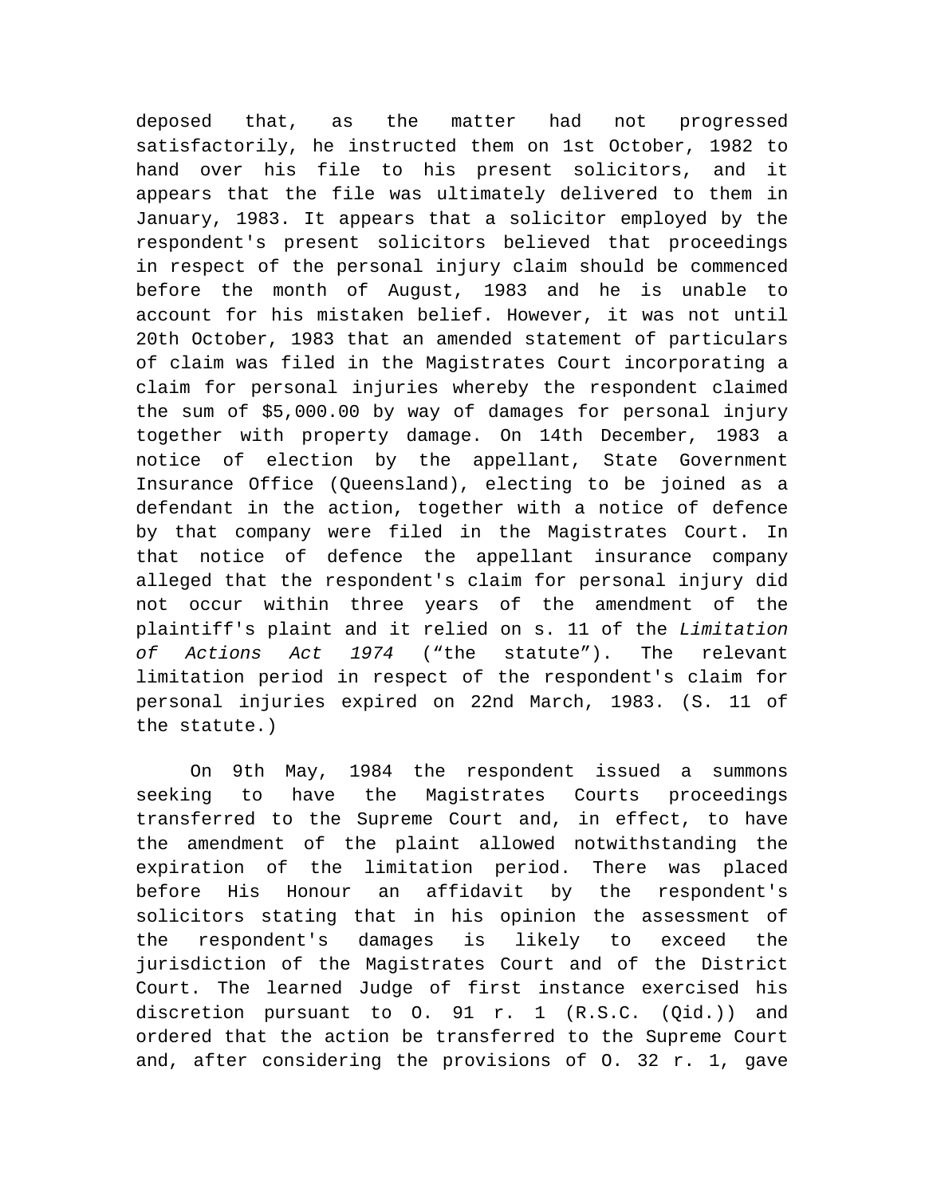deposed that, as the matter had not progressed satisfactorily, he instructed them on 1st October, 1982 to hand over his file to his present solicitors, and it appears that the file was ultimately delivered to them in January, 1983. It appears that a solicitor employed by the respondent's present solicitors believed that proceedings in respect of the personal injury claim should be commenced before the month of August, 1983 and he is unable to account for his mistaken belief. However, it was not until 20th October, 1983 that an amended statement of particulars of claim was filed in the Magistrates Court incorporating a claim for personal injuries whereby the respondent claimed the sum of $5,000.00 by way of damages for personal injury together with property damage. On 14th December, 1983 a notice of election by the appellant, State Government Insurance Office (Queensland), electing to be joined as a defendant in the action, together with a notice of defence by that company were filed in the Magistrates Court. In that notice of defence the appellant insurance company alleged that the respondent's claim for personal injury did not occur within three years of the amendment of the plaintiff's plaint and it relied on s. 11 of the *Limitation of Actions Act 1974* (“the statute”). The relevant limitation period in respect of the respondent's claim for personal injuries expired on 22nd March, 1983. (S. 11 of the statute.)

On 9th May, 1984 the respondent issued a summons seeking to have the Magistrates Courts proceedings transferred to the Supreme Court and, in effect, to have the amendment of the plaint allowed notwithstanding the expiration of the limitation period. There was placed before His Honour an affidavit by the respondent's solicitors stating that in his opinion the assessment of the respondent's damages is likely to exceed the jurisdiction of the Magistrates Court and of the District Court. The learned Judge of first instance exercised his discretion pursuant to O. 91 r. 1 (R.S.C. (Qld.)) and ordered that the action be transferred to the Supreme Court and, after considering the provisions of O. 32 r. 1, gave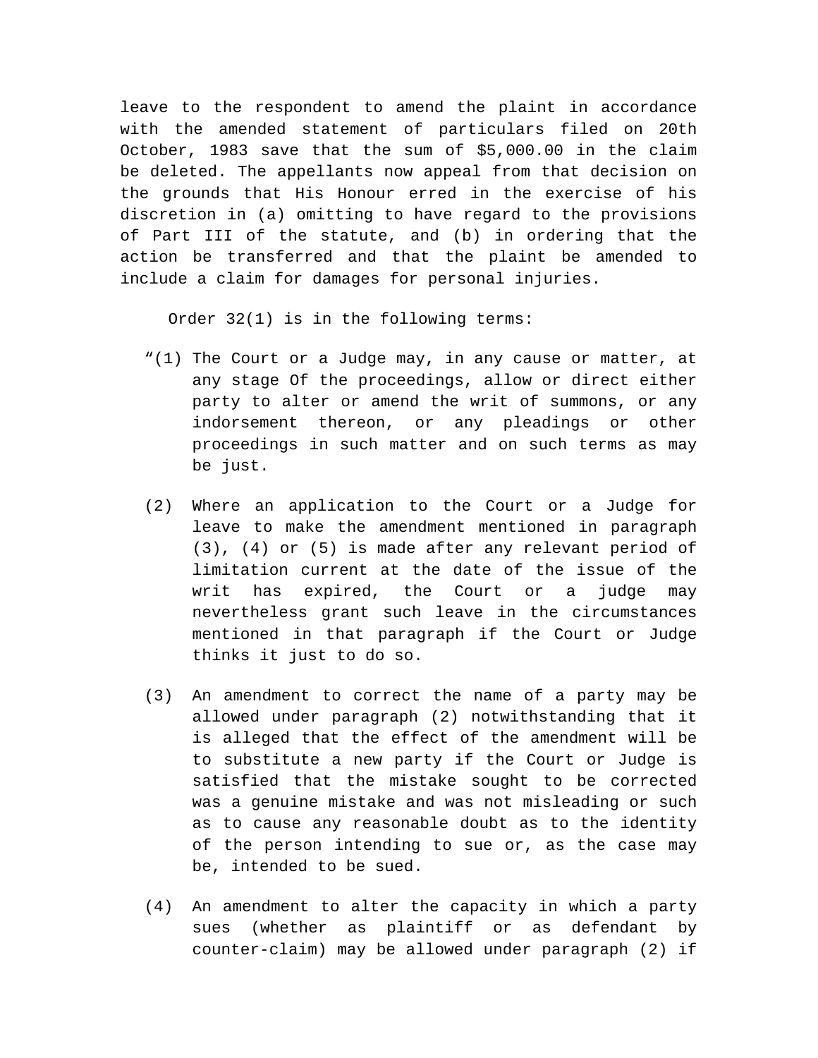leave to the respondent to amend the plaint in accordance with the amended statement of particulars filed on 20th October, 1983 save that the sum of $5,000.00 in the claim be deleted. The appellants now appeal from that decision on the grounds that His Honour erred in the exercise of his discretion in (a) omitting to have regard to the provisions of Part III of the statute, and (b) in ordering that the action be transferred and that the plaint be amended to include a claim for damages for personal injuries.

Order 32(1) is in the following terms:

> "(1) The Court or a Judge may, in any cause or matter, at any stage Of the proceedings, allow or direct either party to alter or amend the writ of summons, or any indorsement thereon, or any pleadings or other proceedings in such matter and on such terms as may be just.
>
> (2) Where an application to the Court or a Judge for leave to make the amendment mentioned in paragraph (3), (4) or (5) is made after any relevant period of limitation current at the date of the issue of the writ has expired, the Court or a judge may nevertheless grant such leave in the circumstances mentioned in that paragraph if the Court or Judge thinks it just to do so.
>
> (3) An amendment to correct the name of a party may be allowed under paragraph (2) notwithstanding that it is alleged that the effect of the amendment will be to substitute a new party if the Court or Judge is satisfied that the mistake sought to be corrected was a genuine mistake and was not misleading or such as to cause any reasonable doubt as to the identity of the person intending to sue or, as the case may be, intended to be sued.
>
> (4) An amendment to alter the capacity in which a party sues (whether as plaintiff or as defendant by counter-claim) may be allowed under paragraph (2) if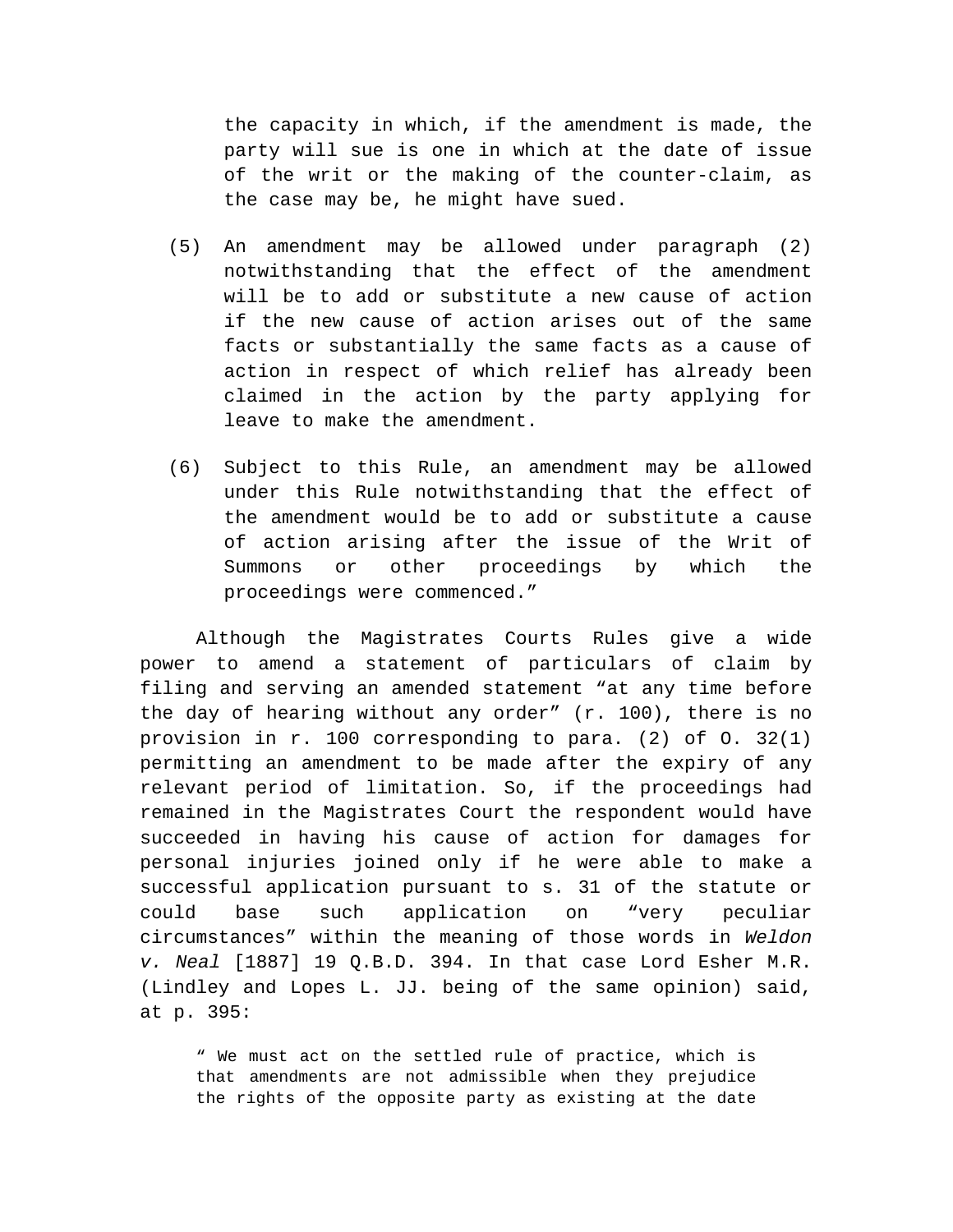the capacity in which, if the amendment is made, the party will sue is one in which at the date of issue of the writ or the making of the counter-claim, as the case may be, he might have sued.

(5) An amendment may be allowed under paragraph (2) notwithstanding that the effect of the amendment will be to add or substitute a new cause of action if the new cause of action arises out of the same facts or substantially the same facts as a cause of action in respect of which relief has already been claimed in the action by the party applying for leave to make the amendment.

(6) Subject to this Rule, an amendment may be allowed under this Rule notwithstanding that the effect of the amendment would be to add or substitute a cause of action arising after the issue of the Writ of Summons or other proceedings by which the proceedings were commenced."

Although the Magistrates Courts Rules give a wide power to amend a statement of particulars of claim by filing and serving an amended statement "at any time before the day of hearing without any order" (r. 100), there is no provision in r. 100 corresponding to para. (2) of O. 32(1) permitting an amendment to be made after the expiry of any relevant period of limitation. So, if the proceedings had remained in the Magistrates Court the respondent would have succeeded in having his cause of action for damages for personal injuries joined only if he were able to make a successful application pursuant to s. 31 of the statute or could base such application on "very peculiar circumstances" within the meaning of those words in *Weldon v. Neal* [1887] 19 Q.B.D. 394. In that case Lord Esher M.R. (Lindley and Lopes L. JJ. being of the same opinion) said, at p. 395:

> " We must act on the settled rule of practice, which is that amendments are not admissible when they prejudice the rights of the opposite party as existing at the date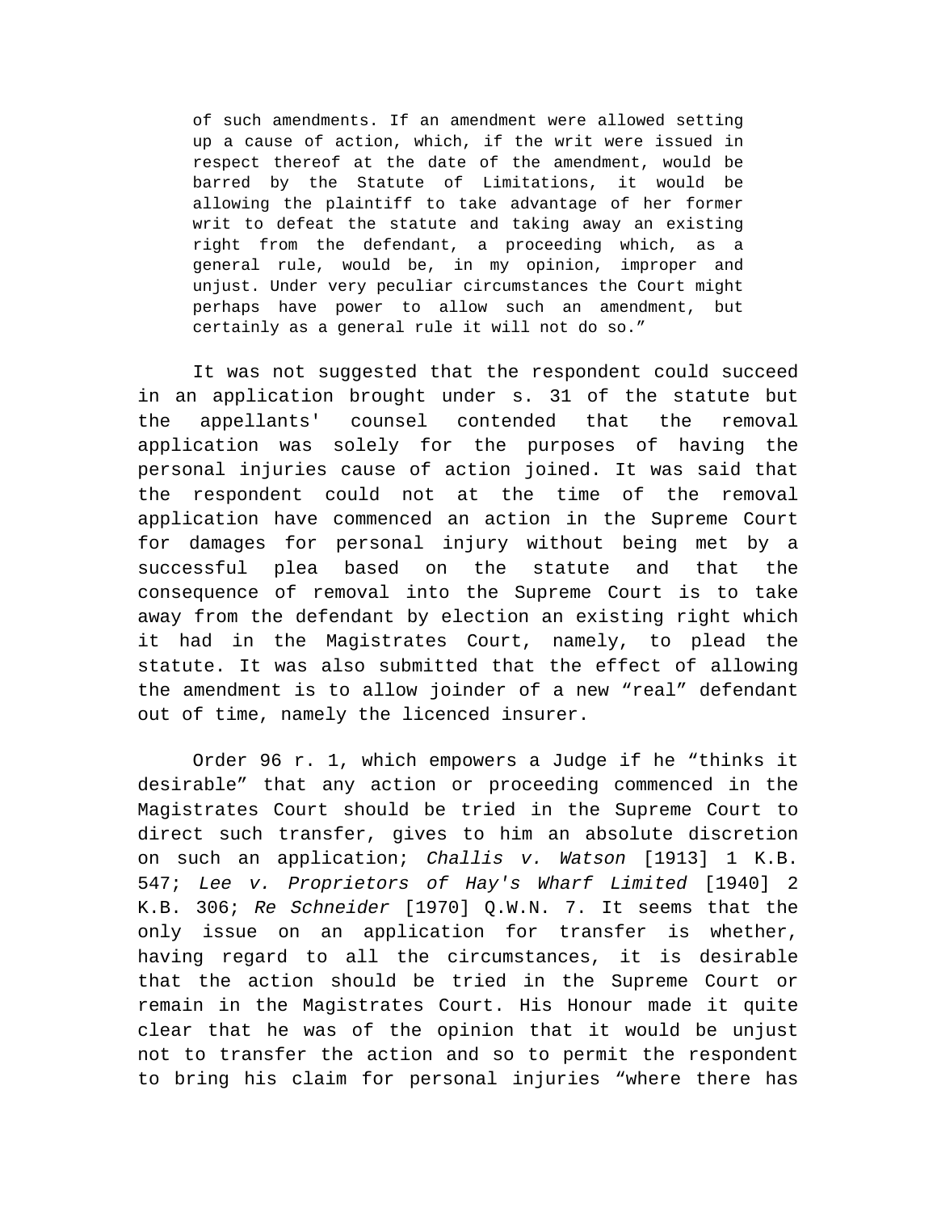> of such amendments. If an amendment were allowed setting up a cause of action, which, if the writ were issued in respect thereof at the date of the amendment, would be barred by the Statute of Limitations, it would be allowing the plaintiff to take advantage of her former writ to defeat the statute and taking away an existing right from the defendant, a proceeding which, as a general rule, would be, in my opinion, improper and unjust. Under very peculiar circumstances the Court might perhaps have power to allow such an amendment, but certainly as a general rule it will not do so."

It was not suggested that the respondent could succeed in an application brought under s. 31 of the statute but the appellants' counsel contended that the removal application was solely for the purposes of having the personal injuries cause of action joined. It was said that the respondent could not at the time of the removal application have commenced an action in the Supreme Court for damages for personal injury without being met by a successful plea based on the statute and that the consequence of removal into the Supreme Court is to take away from the defendant by election an existing right which it had in the Magistrates Court, namely, to plead the statute. It was also submitted that the effect of allowing the amendment is to allow joinder of a new "real" defendant out of time, namely the licenced insurer.

Order 96 r. 1, which empowers a Judge if he "thinks it desirable" that any action or proceeding commenced in the Magistrates Court should be tried in the Supreme Court to direct such transfer, gives to him an absolute discretion on such an application; *Challis v. Watson* [1913] 1 K.B. 547; *Lee v. Proprietors of Hay's Wharf Limited* [1940] 2 K.B. 306; *Re Schneider* [1970] Q.W.N. 7. It seems that the only issue on an application for transfer is whether, having regard to all the circumstances, it is desirable that the action should be tried in the Supreme Court or remain in the Magistrates Court. His Honour made it quite clear that he was of the opinion that it would be unjust not to transfer the action and so to permit the respondent to bring his claim for personal injuries "where there has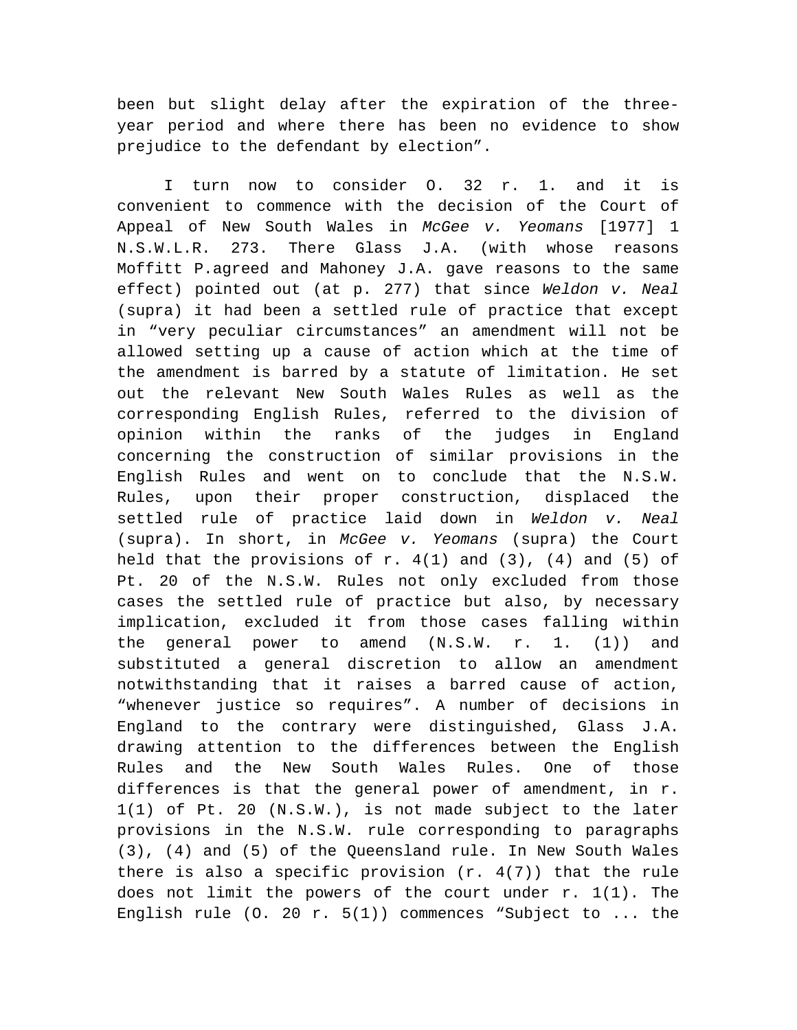been but slight delay after the expiration of the three-year period and where there has been no evidence to show prejudice to the defendant by election".

I turn now to consider O. 32 r. 1. and it is convenient to commence with the decision of the Court of Appeal of New South Wales in *McGee v. Yeomans* [1977] 1 N.S.W.L.R. 273. There Glass J.A. (with whose reasons Moffitt P.agreed and Mahoney J.A. gave reasons to the same effect) pointed out (at p. 277) that since *Weldon v. Neal* (supra) it had been a settled rule of practice that except in "very peculiar circumstances" an amendment will not be allowed setting up a cause of action which at the time of the amendment is barred by a statute of limitation. He set out the relevant New South Wales Rules as well as the corresponding English Rules, referred to the division of opinion within the ranks of the judges in England concerning the construction of similar provisions in the English Rules and went on to conclude that the N.S.W. Rules, upon their proper construction, displaced the settled rule of practice laid down in *Weldon v. Neal* (supra). In short, in *McGee v. Yeomans* (supra) the Court held that the provisions of r. 4(1) and (3), (4) and (5) of Pt. 20 of the N.S.W. Rules not only excluded from those cases the settled rule of practice but also, by necessary implication, excluded it from those cases falling within the general power to amend (N.S.W. r. 1. (1)) and substituted a general discretion to allow an amendment notwithstanding that it raises a barred cause of action, "whenever justice so requires". A number of decisions in England to the contrary were distinguished, Glass J.A. drawing attention to the differences between the English Rules and the New South Wales Rules. One of those differences is that the general power of amendment, in r. 1(1) of Pt. 20 (N.S.W.), is not made subject to the later provisions in the N.S.W. rule corresponding to paragraphs (3), (4) and (5) of the Queensland rule. In New South Wales there is also a specific provision (r. 4(7)) that the rule does not limit the powers of the court under r. 1(1). The English rule (O. 20 r. 5(1)) commences "Subject to ... the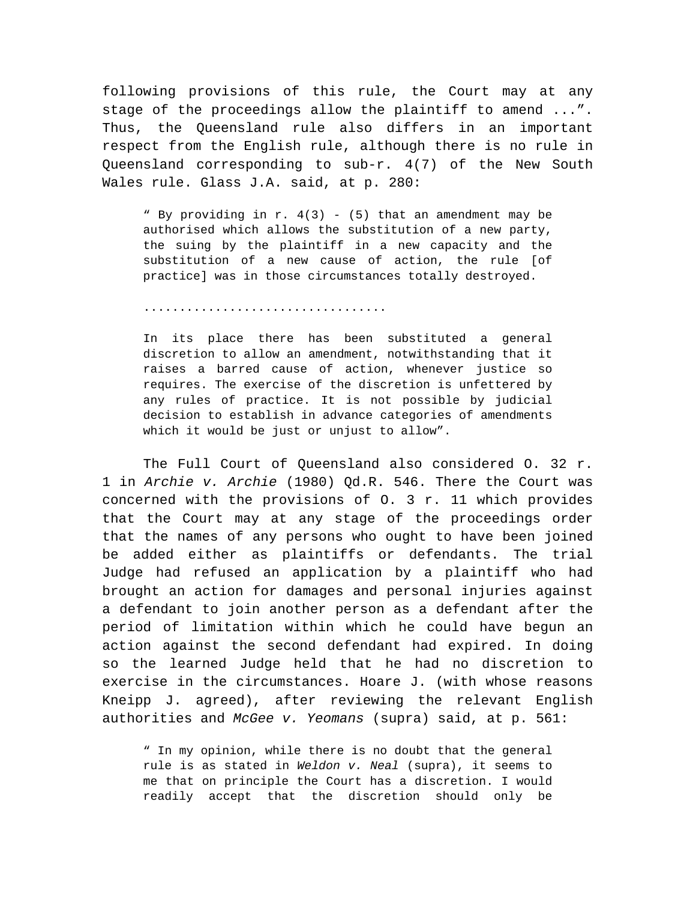following provisions of this rule, the Court may at any stage of the proceedings allow the plaintiff to amend ...". Thus, the Queensland rule also differs in an important respect from the English rule, although there is no rule in Queensland corresponding to sub-r. 4(7) of the New South Wales rule. Glass J.A. said, at p. 280:

> " By providing in r. 4(3) - (5) that an amendment may be authorised which allows the substitution of a new party, the suing by the plaintiff in a new capacity and the substitution of a new cause of action, the rule [of practice] was in those circumstances totally destroyed.
>
> ................................
>
> In its place there has been substituted a general discretion to allow an amendment, notwithstanding that it raises a barred cause of action, whenever justice so requires. The exercise of the discretion is unfettered by any rules of practice. It is not possible by judicial decision to establish in advance categories of amendments which it would be just or unjust to allow".

The Full Court of Queensland also considered O. 32 r. 1 in *Archie v. Archie* (1980) Qd.R. 546. There the Court was concerned with the provisions of O. 3 r. 11 which provides that the Court may at any stage of the proceedings order that the names of any persons who ought to have been joined be added either as plaintiffs or defendants. The trial Judge had refused an application by a plaintiff who had brought an action for damages and personal injuries against a defendant to join another person as a defendant after the period of limitation within which he could have begun an action against the second defendant had expired. In doing so the learned Judge held that he had no discretion to exercise in the circumstances. Hoare J. (with whose reasons Kneipp J. agreed), after reviewing the relevant English authorities and *McGee v. Yeomans* (supra) said, at p. 561:

> " In my opinion, while there is no doubt that the general rule is as stated in *Weldon v. Neal* (supra), it seems to me that on principle the Court has a discretion. I would readily accept that the discretion should only be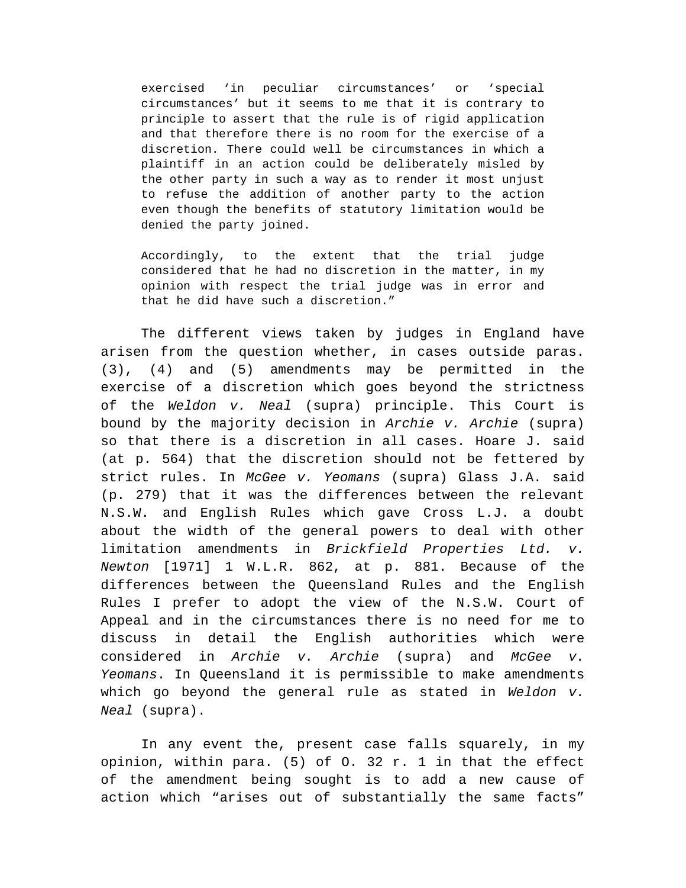> exercised 'in peculiar circumstances' or 'special circumstances' but it seems to me that it is contrary to principle to assert that the rule is of rigid application and that therefore there is no room for the exercise of a discretion. There could well be circumstances in which a plaintiff in an action could be deliberately misled by the other party in such a way as to render it most unjust to refuse the addition of another party to the action even though the benefits of statutory limitation would be denied the party joined.
>
> Accordingly, to the extent that the trial judge considered that he had no discretion in the matter, in my opinion with respect the trial judge was in error and that he did have such a discretion."

The different views taken by judges in England have arisen from the question whether, in cases outside paras. (3), (4) and (5) amendments may be permitted in the exercise of a discretion which goes beyond the strictness of the *Weldon v. Neal* (supra) principle. This Court is bound by the majority decision in *Archie v. Archie* (supra) so that there is a discretion in all cases. Hoare J. said (at p. 564) that the discretion should not be fettered by strict rules. In *McGee v. Yeomans* (supra) Glass J.A. said (p. 279) that it was the differences between the relevant N.S.W. and English Rules which gave Cross L.J. a doubt about the width of the general powers to deal with other limitation amendments in *Brickfield Properties Ltd. v. Newton* [1971] 1 W.L.R. 862, at p. 881. Because of the differences between the Queensland Rules and the English Rules I prefer to adopt the view of the N.S.W. Court of Appeal and in the circumstances there is no need for me to discuss in detail the English authorities which were considered in *Archie v. Archie* (supra) and *McGee v. Yeomans*. In Queensland it is permissible to make amendments which go beyond the general rule as stated in *Weldon v. Neal* (supra).

In any event the, present case falls squarely, in my opinion, within para. (5) of O. 32 r. 1 in that the effect of the amendment being sought is to add a new cause of action which "arises out of substantially the same facts"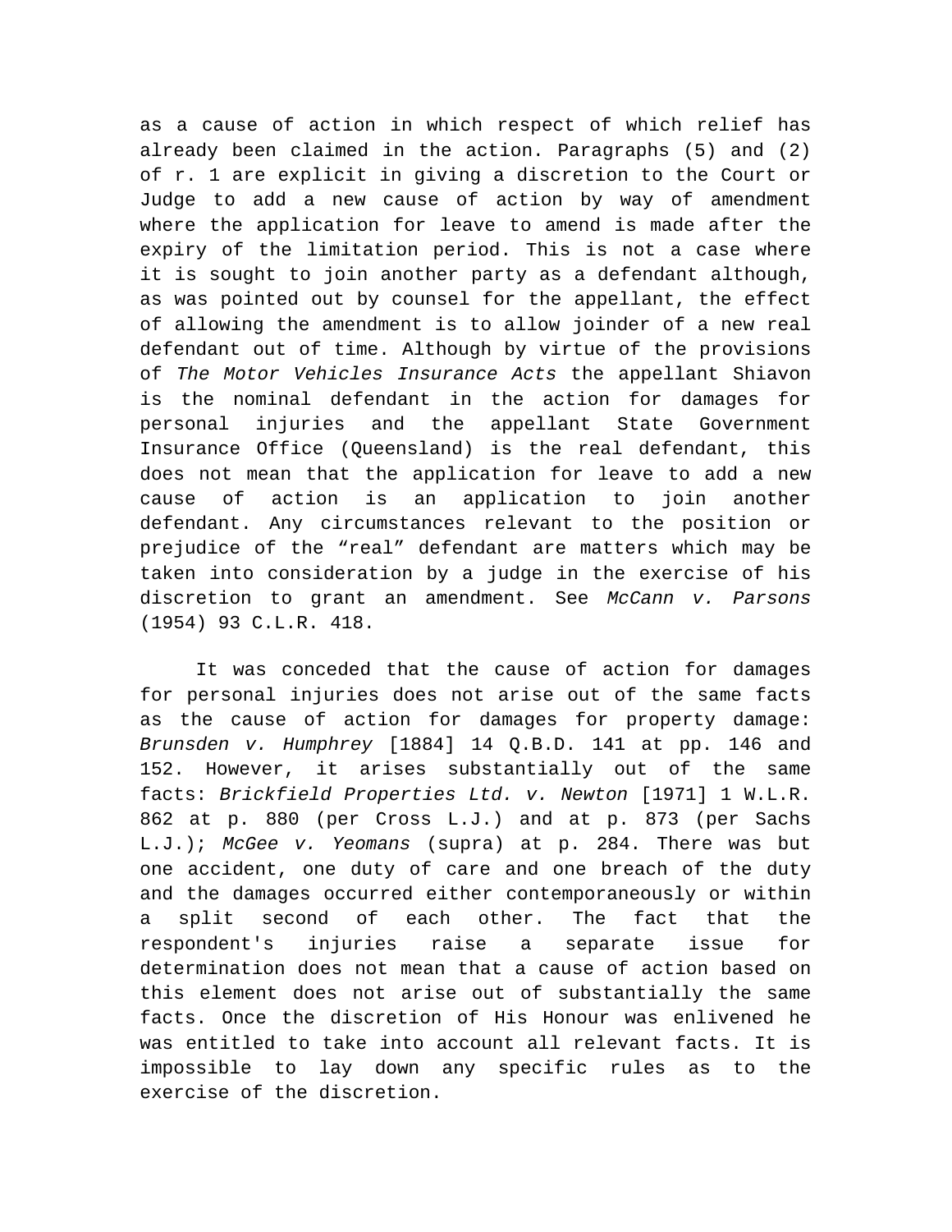as a cause of action in which respect of which relief has already been claimed in the action. Paragraphs (5) and (2) of r. 1 are explicit in giving a discretion to the Court or Judge to add a new cause of action by way of amendment where the application for leave to amend is made after the expiry of the limitation period. This is not a case where it is sought to join another party as a defendant although, as was pointed out by counsel for the appellant, the effect of allowing the amendment is to allow joinder of a new real defendant out of time. Although by virtue of the provisions of *The Motor Vehicles Insurance Acts* the appellant Shiavon is the nominal defendant in the action for damages for personal injuries and the appellant State Government Insurance Office (Queensland) is the real defendant, this does not mean that the application for leave to add a new cause of action is an application to join another defendant. Any circumstances relevant to the position or prejudice of the "real" defendant are matters which may be taken into consideration by a judge in the exercise of his discretion to grant an amendment. See *McCann v. Parsons* (1954) 93 C.L.R. 418.

It was conceded that the cause of action for damages for personal injuries does not arise out of the same facts as the cause of action for damages for property damage: *Brunsden v. Humphrey* [1884] 14 Q.B.D. 141 at pp. 146 and 152. However, it arises substantially out of the same facts: *Brickfield Properties Ltd. v. Newton* [1971] 1 W.L.R. 862 at p. 880 (per Cross L.J.) and at p. 873 (per Sachs L.J.); *McGee v. Yeomans* (supra) at p. 284. There was but one accident, one duty of care and one breach of the duty and the damages occurred either contemporaneously or within a split second of each other. The fact that the respondent's injuries raise a separate issue for determination does not mean that a cause of action based on this element does not arise out of substantially the same facts. Once the discretion of His Honour was enlivened he was entitled to take into account all relevant facts. It is impossible to lay down any specific rules as to the exercise of the discretion.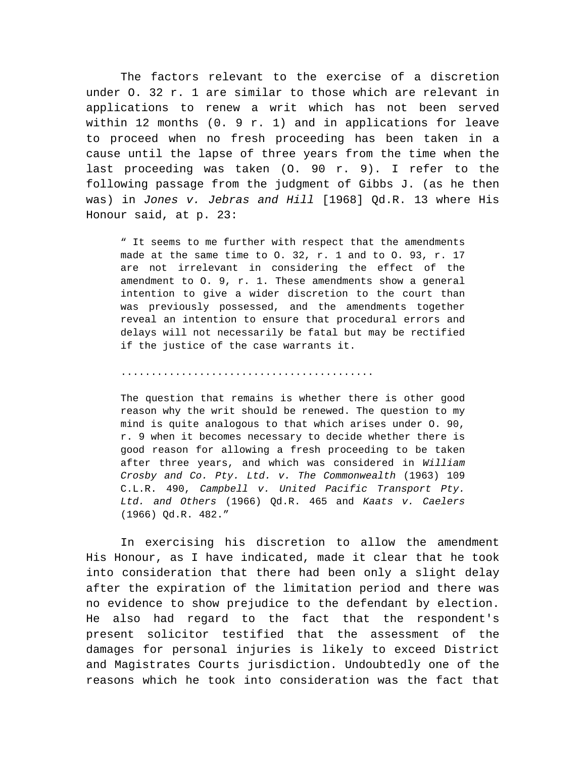The factors relevant to the exercise of a discretion under O. 32 r. 1 are similar to those which are relevant in applications to renew a writ which has not been served within 12 months (0. 9 r. 1) and in applications for leave to proceed when no fresh proceeding has been taken in a cause until the lapse of three years from the time when the last proceeding was taken (O. 90 r. 9). I refer to the following passage from the judgment of Gibbs J. (as he then was) in *Jones v. Jebras and Hill* [1968] Qd.R. 13 where His Honour said, at p. 23:

> " It seems to me further with respect that the amendments made at the same time to O. 32, r. 1 and to O. 93, r. 17 are not irrelevant in considering the effect of the amendment to O. 9, r. 1. These amendments show a general intention to give a wider discretion to the court than was previously possessed, and the amendments together reveal an intention to ensure that procedural errors and delays will not necessarily be fatal but may be rectified if the justice of the case warrants it.
>
> ........................................
>
> The question that remains is whether there is other good reason why the writ should be renewed. The question to my mind is quite analogous to that which arises under O. 90, r. 9 when it becomes necessary to decide whether there is good reason for allowing a fresh proceeding to be taken after three years, and which was considered in *William Crosby and Co. Pty. Ltd. v. The Commonwealth* (1963) 109 C.L.R. 490, *Campbell v. United Pacific Transport Pty. Ltd. and Others* (1966) Qd.R. 465 and *Kaats v. Caelers* (1966) Qd.R. 482."

In exercising his discretion to allow the amendment His Honour, as I have indicated, made it clear that he took into consideration that there had been only a slight delay after the expiration of the limitation period and there was no evidence to show prejudice to the defendant by election. He also had regard to the fact that the respondent's present solicitor testified that the assessment of the damages for personal injuries is likely to exceed District and Magistrates Courts jurisdiction. Undoubtedly one of the reasons which he took into consideration was the fact that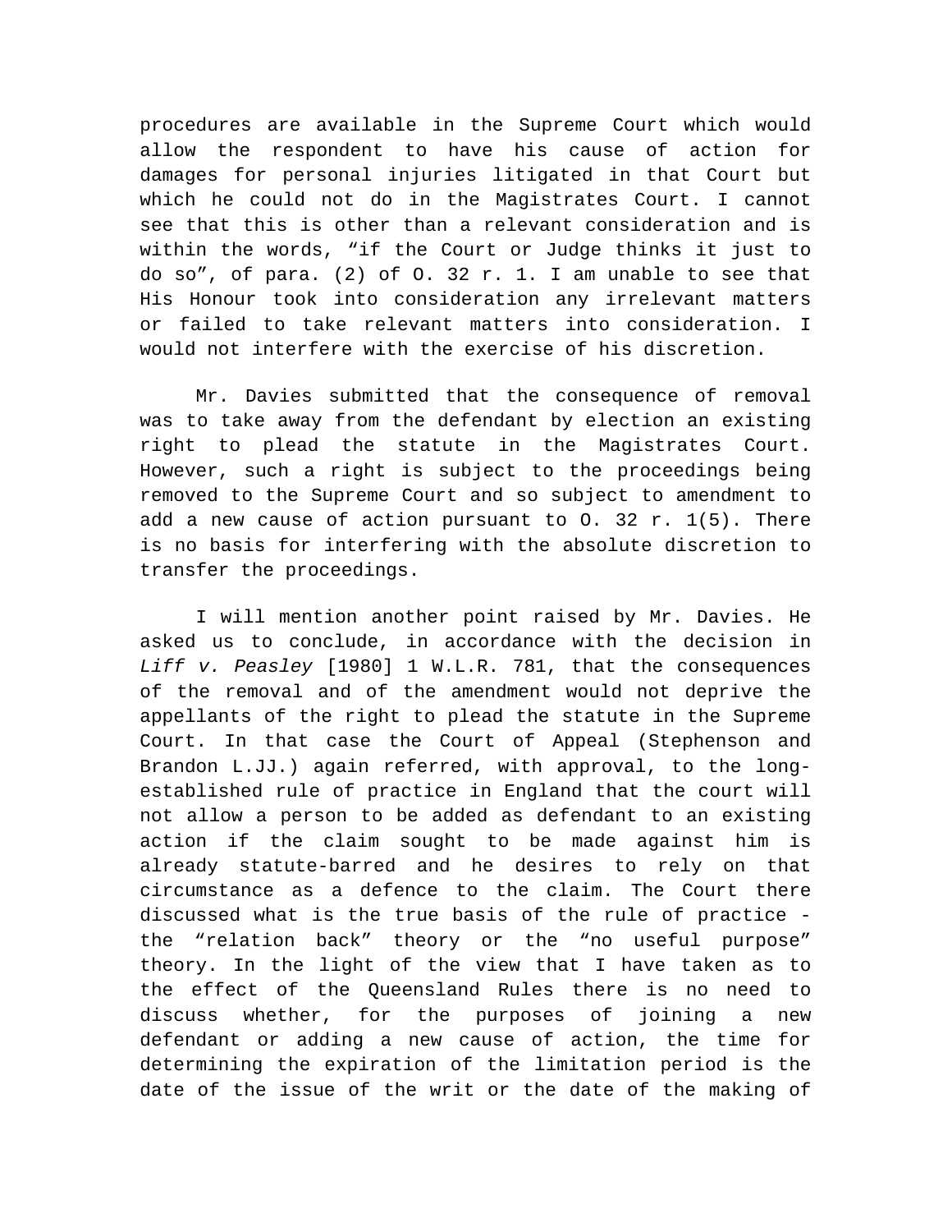procedures are available in the Supreme Court which would allow the respondent to have his cause of action for damages for personal injuries litigated in that Court but which he could not do in the Magistrates Court. I cannot see that this is other than a relevant consideration and is within the words, “if the Court or Judge thinks it just to do so”, of para. (2) of O. 32 r. 1. I am unable to see that His Honour took into consideration any irrelevant matters or failed to take relevant matters into consideration. I would not interfere with the exercise of his discretion.

Mr. Davies submitted that the consequence of removal was to take away from the defendant by election an existing right to plead the statute in the Magistrates Court. However, such a right is subject to the proceedings being removed to the Supreme Court and so subject to amendment to add a new cause of action pursuant to O. 32 r. 1(5). There is no basis for interfering with the absolute discretion to transfer the proceedings.

I will mention another point raised by Mr. Davies. He asked us to conclude, in accordance with the decision in *Liff v. Peasley* [1980] 1 W.L.R. 781, that the consequences of the removal and of the amendment would not deprive the appellants of the right to plead the statute in the Supreme Court. In that case the Court of Appeal (Stephenson and Brandon L.JJ.) again referred, with approval, to the long-established rule of practice in England that the court will not allow a person to be added as defendant to an existing action if the claim sought to be made against him is already statute-barred and he desires to rely on that circumstance as a defence to the claim. The Court there discussed what is the true basis of the rule of practice - the “relation back” theory or the “no useful purpose” theory. In the light of the view that I have taken as to the effect of the Queensland Rules there is no need to discuss whether, for the purposes of joining a new defendant or adding a new cause of action, the time for determining the expiration of the limitation period is the date of the issue of the writ or the date of the making of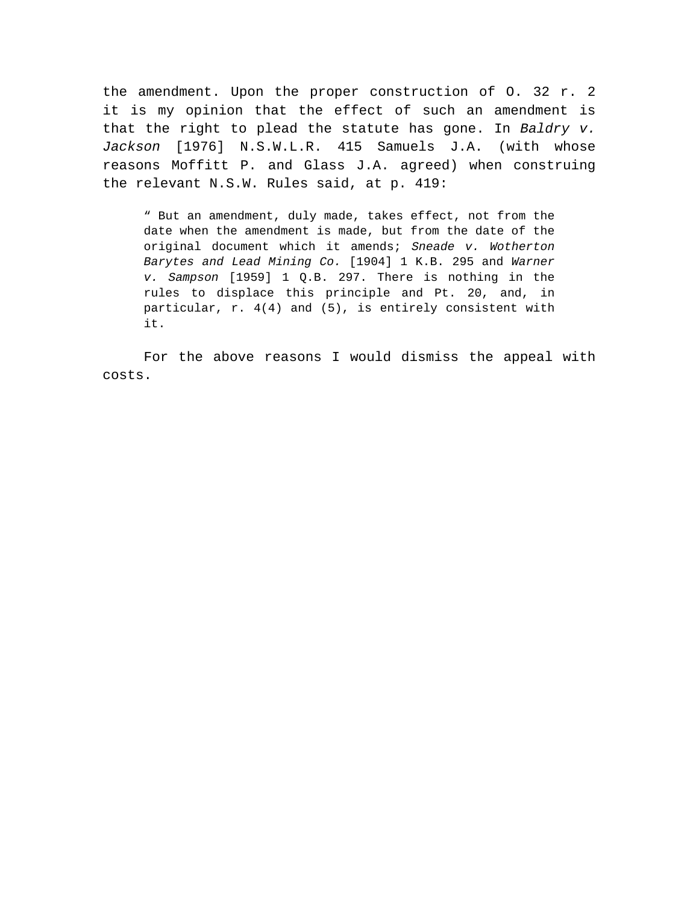the amendment. Upon the proper construction of O. 32 r. 2 it is my opinion that the effect of such an amendment is that the right to plead the statute has gone. In *Baldry v. Jackson* [1976] N.S.W.L.R. 415 Samuels J.A. (with whose reasons Moffitt P. and Glass J.A. agreed) when construing the relevant N.S.W. Rules said, at p. 419:

> " But an amendment, duly made, takes effect, not from the date when the amendment is made, but from the date of the original document which it amends; *Sneade v. Wotherton Barytes and Lead Mining Co.* [1904] 1 K.B. 295 and *Warner v. Sampson* [1959] 1 Q.B. 297. There is nothing in the rules to displace this principle and Pt. 20, and, in particular, r. 4(4) and (5), is entirely consistent with it.

For the above reasons I would dismiss the appeal with costs.